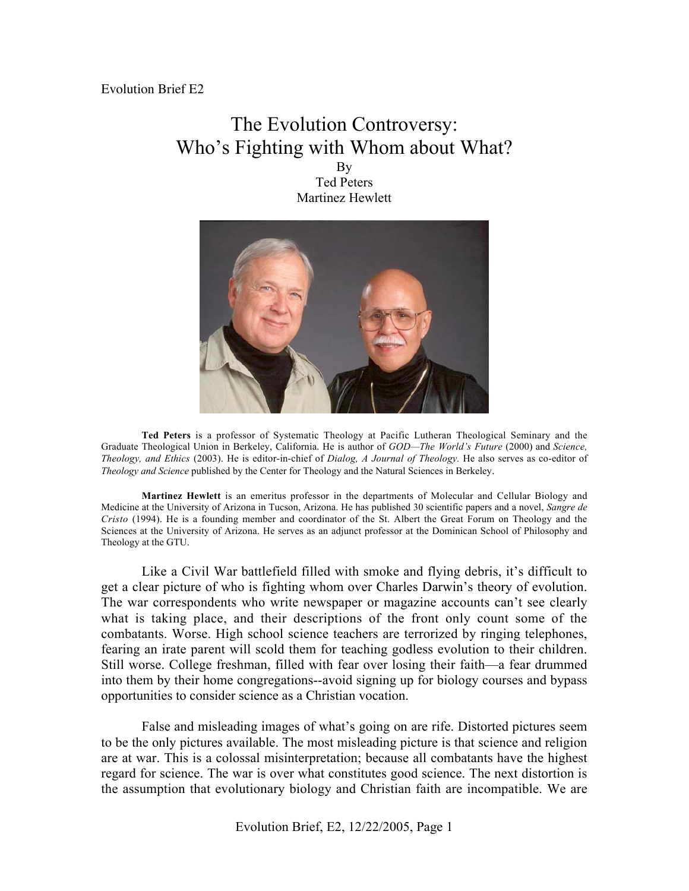Evolution Brief E2

# The Evolution Controversy: Who's Fighting with Whom about What?

By
Ted Peters
Martinez Hewlett

**Ted Peters** is a professor of Systematic Theology at Pacific Lutheran Theological Seminary and the Graduate Theological Union in Berkeley, California. He is author of *GOD—The World's Future* (2000) and *Science, Theology, and Ethics* (2003). He is editor-in-chief of *Dialog, A Journal of Theology.* He also serves as co-editor of *Theology and Science* published by the Center for Theology and the Natural Sciences in Berkeley.

**Martinez Hewlett** is an emeritus professor in the departments of Molecular and Cellular Biology and Medicine at the University of Arizona in Tucson, Arizona. He has published 30 scientific papers and a novel, *Sangre de Cristo* (1994). He is a founding member and coordinator of the St. Albert the Great Forum on Theology and the Sciences at the University of Arizona. He serves as an adjunct professor at the Dominican School of Philosophy and Theology at the GTU.

Like a Civil War battlefield filled with smoke and flying debris, it's difficult to get a clear picture of who is fighting whom over Charles Darwin's theory of evolution. The war correspondents who write newspaper or magazine accounts can't see clearly what is taking place, and their descriptions of the front only count some of the combatants. Worse. High school science teachers are terrorized by ringing telephones, fearing an irate parent will scold them for teaching godless evolution to their children. Still worse. College freshman, filled with fear over losing their faith—a fear drummed into them by their home congregations--avoid signing up for biology courses and bypass opportunities to consider science as a Christian vocation.

False and misleading images of what's going on are rife. Distorted pictures seem to be the only pictures available. The most misleading picture is that science and religion are at war. This is a colossal misinterpretation; because all combatants have the highest regard for science. The war is over what constitutes good science. The next distortion is the assumption that evolutionary biology and Christian faith are incompatible. We are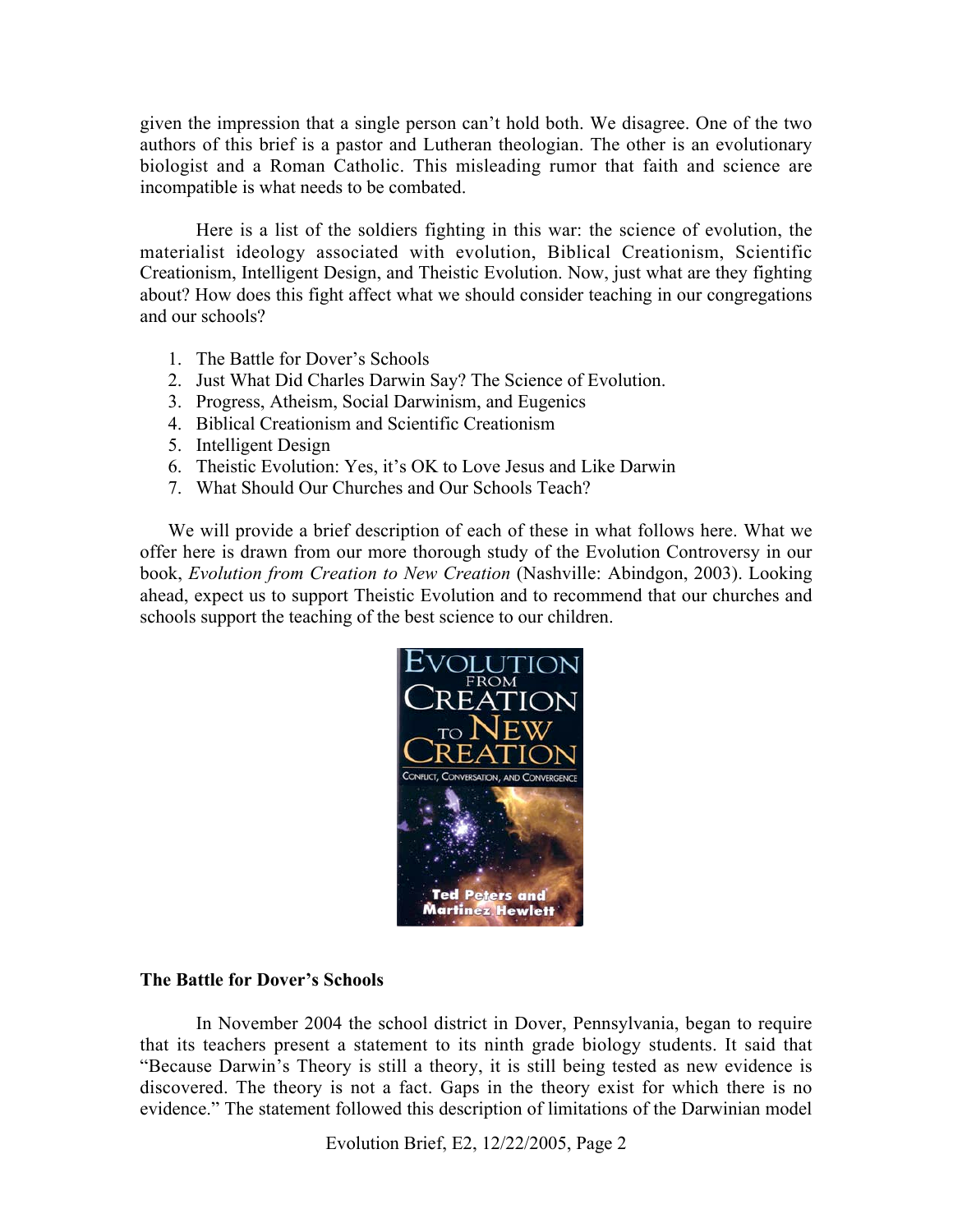given the impression that a single person can't hold both. We disagree. One of the two authors of this brief is a pastor and Lutheran theologian. The other is an evolutionary biologist and a Roman Catholic. This misleading rumor that faith and science are incompatible is what needs to be combated.

Here is a list of the soldiers fighting in this war: the science of evolution, the materialist ideology associated with evolution, Biblical Creationism, Scientific Creationism, Intelligent Design, and Theistic Evolution. Now, just what are they fighting about? How does this fight affect what we should consider teaching in our congregations and our schools?

1. The Battle for Dover's Schools
2. Just What Did Charles Darwin Say? The Science of Evolution.
3. Progress, Atheism, Social Darwinism, and Eugenics
4. Biblical Creationism and Scientific Creationism
5. Intelligent Design
6. Theistic Evolution: Yes, it's OK to Love Jesus and Like Darwin
7. What Should Our Churches and Our Schools Teach?

We will provide a brief description of each of these in what follows here. What we offer here is drawn from our more thorough study of the Evolution Controversy in our book, *Evolution from Creation to New Creation* (Nashville: Abindgon, 2003). Looking ahead, expect us to support Theistic Evolution and to recommend that our churches and schools support the teaching of the best science to our children.

### The Battle for Dover's Schools

In November 2004 the school district in Dover, Pennsylvania, began to require that its teachers present a statement to its ninth grade biology students. It said that "Because Darwin's Theory is still a theory, it is still being tested as new evidence is discovered. The theory is not a fact. Gaps in the theory exist for which there is no evidence." The statement followed this description of limitations of the Darwinian model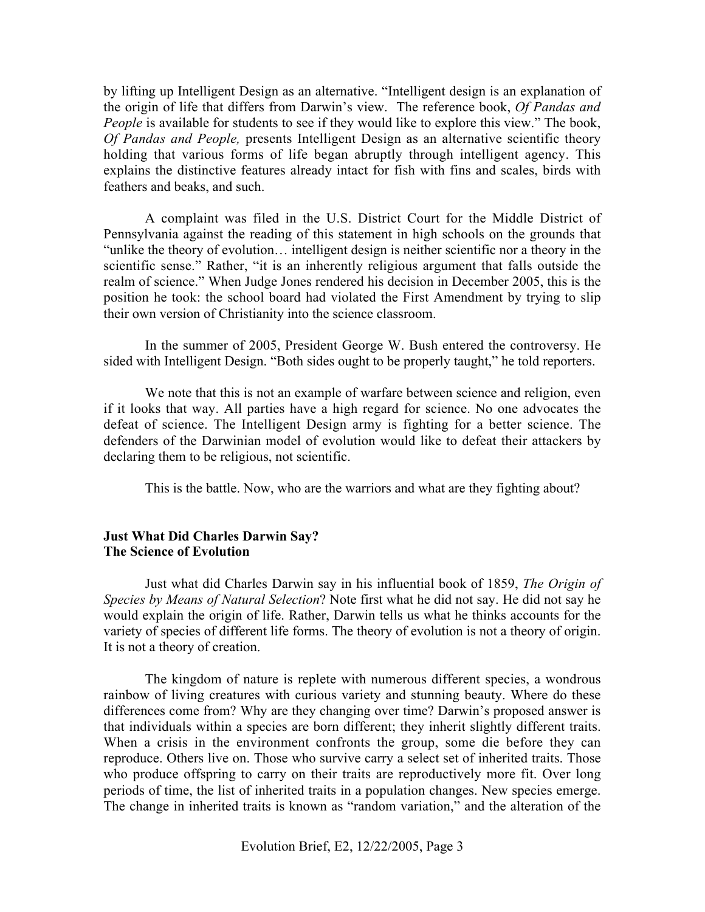by lifting up Intelligent Design as an alternative. "Intelligent design is an explanation of the origin of life that differs from Darwin's view. The reference book, *Of Pandas and People* is available for students to see if they would like to explore this view." The book, *Of Pandas and People,* presents Intelligent Design as an alternative scientific theory holding that various forms of life began abruptly through intelligent agency. This explains the distinctive features already intact for fish with fins and scales, birds with feathers and beaks, and such.

A complaint was filed in the U.S. District Court for the Middle District of Pennsylvania against the reading of this statement in high schools on the grounds that "unlike the theory of evolution… intelligent design is neither scientific nor a theory in the scientific sense." Rather, "it is an inherently religious argument that falls outside the realm of science." When Judge Jones rendered his decision in December 2005, this is the position he took: the school board had violated the First Amendment by trying to slip their own version of Christianity into the science classroom.

In the summer of 2005, President George W. Bush entered the controversy. He sided with Intelligent Design. "Both sides ought to be properly taught," he told reporters.

We note that this is not an example of warfare between science and religion, even if it looks that way. All parties have a high regard for science. No one advocates the defeat of science. The Intelligent Design army is fighting for a better science. The defenders of the Darwinian model of evolution would like to defeat their attackers by declaring them to be religious, not scientific.

This is the battle. Now, who are the warriors and what are they fighting about?

## Just What Did Charles Darwin Say?
## The Science of Evolution

Just what did Charles Darwin say in his influential book of 1859, *The Origin of Species by Means of Natural Selection*? Note first what he did not say. He did not say he would explain the origin of life. Rather, Darwin tells us what he thinks accounts for the variety of species of different life forms. The theory of evolution is not a theory of origin. It is not a theory of creation.

The kingdom of nature is replete with numerous different species, a wondrous rainbow of living creatures with curious variety and stunning beauty. Where do these differences come from? Why are they changing over time? Darwin's proposed answer is that individuals within a species are born different; they inherit slightly different traits. When a crisis in the environment confronts the group, some die before they can reproduce. Others live on. Those who survive carry a select set of inherited traits. Those who produce offspring to carry on their traits are reproductively more fit. Over long periods of time, the list of inherited traits in a population changes. New species emerge. The change in inherited traits is known as "random variation," and the alteration of the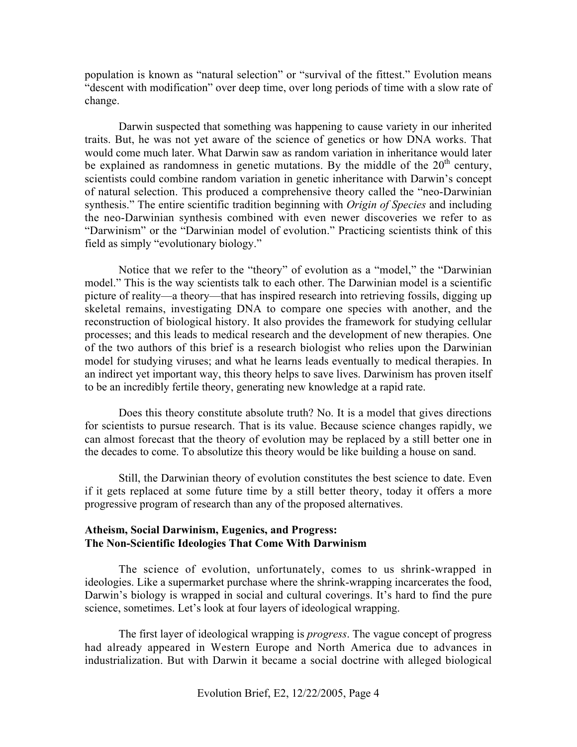population is known as "natural selection" or "survival of the fittest." Evolution means "descent with modification" over deep time, over long periods of time with a slow rate of change.

Darwin suspected that something was happening to cause variety in our inherited traits. But, he was not yet aware of the science of genetics or how DNA works. That would come much later. What Darwin saw as random variation in inheritance would later be explained as randomness in genetic mutations. By the middle of the 20th century, scientists could combine random variation in genetic inheritance with Darwin's concept of natural selection. This produced a comprehensive theory called the "neo-Darwinian synthesis." The entire scientific tradition beginning with *Origin of Species* and including the neo-Darwinian synthesis combined with even newer discoveries we refer to as "Darwinism" or the "Darwinian model of evolution." Practicing scientists think of this field as simply "evolutionary biology."

Notice that we refer to the "theory" of evolution as a "model," the "Darwinian model." This is the way scientists talk to each other. The Darwinian model is a scientific picture of reality—a theory—that has inspired research into retrieving fossils, digging up skeletal remains, investigating DNA to compare one species with another, and the reconstruction of biological history. It also provides the framework for studying cellular processes; and this leads to medical research and the development of new therapies. One of the two authors of this brief is a research biologist who relies upon the Darwinian model for studying viruses; and what he learns leads eventually to medical therapies. In an indirect yet important way, this theory helps to save lives. Darwinism has proven itself to be an incredibly fertile theory, generating new knowledge at a rapid rate.

Does this theory constitute absolute truth? No. It is a model that gives directions for scientists to pursue research. That is its value. Because science changes rapidly, we can almost forecast that the theory of evolution may be replaced by a still better one in the decades to come. To absolutize this theory would be like building a house on sand.

Still, the Darwinian theory of evolution constitutes the best science to date. Even if it gets replaced at some future time by a still better theory, today it offers a more progressive program of research than any of the proposed alternatives.

### Atheism, Social Darwinism, Eugenics, and Progress: The Non-Scientific Ideologies That Come With Darwinism

The science of evolution, unfortunately, comes to us shrink-wrapped in ideologies. Like a supermarket purchase where the shrink-wrapping incarcerates the food, Darwin's biology is wrapped in social and cultural coverings. It's hard to find the pure science, sometimes. Let's look at four layers of ideological wrapping.

The first layer of ideological wrapping is *progress*. The vague concept of progress had already appeared in Western Europe and North America due to advances in industrialization. But with Darwin it became a social doctrine with alleged biological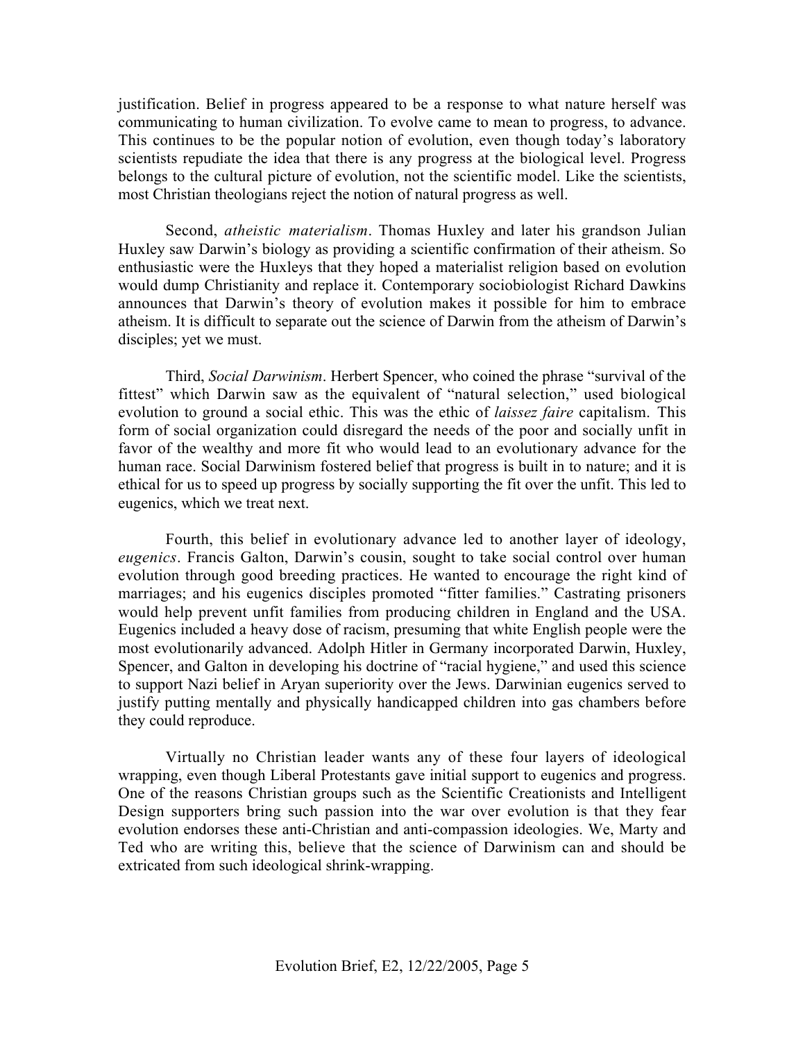justification. Belief in progress appeared to be a response to what nature herself was communicating to human civilization. To evolve came to mean to progress, to advance. This continues to be the popular notion of evolution, even though today's laboratory scientists repudiate the idea that there is any progress at the biological level. Progress belongs to the cultural picture of evolution, not the scientific model. Like the scientists, most Christian theologians reject the notion of natural progress as well.

Second, *atheistic materialism*. Thomas Huxley and later his grandson Julian Huxley saw Darwin's biology as providing a scientific confirmation of their atheism. So enthusiastic were the Huxleys that they hoped a materialist religion based on evolution would dump Christianity and replace it. Contemporary sociobiologist Richard Dawkins announces that Darwin's theory of evolution makes it possible for him to embrace atheism. It is difficult to separate out the science of Darwin from the atheism of Darwin's disciples; yet we must.

Third, *Social Darwinism*. Herbert Spencer, who coined the phrase "survival of the fittest" which Darwin saw as the equivalent of "natural selection," used biological evolution to ground a social ethic. This was the ethic of *laissez faire* capitalism. This form of social organization could disregard the needs of the poor and socially unfit in favor of the wealthy and more fit who would lead to an evolutionary advance for the human race. Social Darwinism fostered belief that progress is built in to nature; and it is ethical for us to speed up progress by socially supporting the fit over the unfit. This led to eugenics, which we treat next.

Fourth, this belief in evolutionary advance led to another layer of ideology, *eugenics*. Francis Galton, Darwin's cousin, sought to take social control over human evolution through good breeding practices. He wanted to encourage the right kind of marriages; and his eugenics disciples promoted "fitter families." Castrating prisoners would help prevent unfit families from producing children in England and the USA. Eugenics included a heavy dose of racism, presuming that white English people were the most evolutionarily advanced. Adolph Hitler in Germany incorporated Darwin, Huxley, Spencer, and Galton in developing his doctrine of "racial hygiene," and used this science to support Nazi belief in Aryan superiority over the Jews. Darwinian eugenics served to justify putting mentally and physically handicapped children into gas chambers before they could reproduce.

Virtually no Christian leader wants any of these four layers of ideological wrapping, even though Liberal Protestants gave initial support to eugenics and progress. One of the reasons Christian groups such as the Scientific Creationists and Intelligent Design supporters bring such passion into the war over evolution is that they fear evolution endorses these anti-Christian and anti-compassion ideologies. We, Marty and Ted who are writing this, believe that the science of Darwinism can and should be extricated from such ideological shrink-wrapping.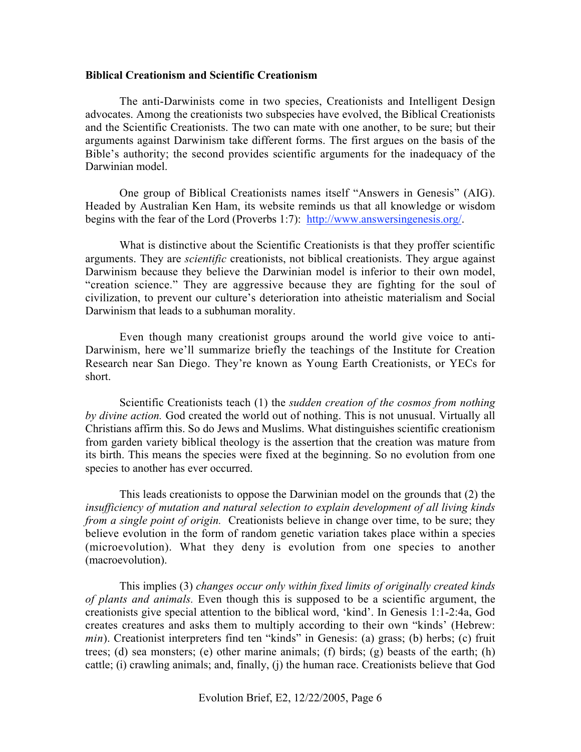**Biblical Creationism and Scientific Creationism**

The anti-Darwinists come in two species, Creationists and Intelligent Design advocates. Among the creationists two subspecies have evolved, the Biblical Creationists and the Scientific Creationists. The two can mate with one another, to be sure; but their arguments against Darwinism take different forms. The first argues on the basis of the Bible's authority; the second provides scientific arguments for the inadequacy of the Darwinian model.

One group of Biblical Creationists names itself "Answers in Genesis" (AIG). Headed by Australian Ken Ham, its website reminds us that all knowledge or wisdom begins with the fear of the Lord (Proverbs 1:7): [http://www.answersingenesis.org/](http://www.answersingenesis.org/).

What is distinctive about the Scientific Creationists is that they proffer scientific arguments. They are *scientific* creationists, not biblical creationists. They argue against Darwinism because they believe the Darwinian model is inferior to their own model, "creation science." They are aggressive because they are fighting for the soul of civilization, to prevent our culture's deterioration into atheistic materialism and Social Darwinism that leads to a subhuman morality.

Even though many creationist groups around the world give voice to anti-Darwinism, here we'll summarize briefly the teachings of the Institute for Creation Research near San Diego. They're known as Young Earth Creationists, or YECs for short.

Scientific Creationists teach (1) the *sudden creation of the cosmos from nothing by divine action.* God created the world out of nothing. This is not unusual. Virtually all Christians affirm this. So do Jews and Muslims. What distinguishes scientific creationism from garden variety biblical theology is the assertion that the creation was mature from its birth. This means the species were fixed at the beginning. So no evolution from one species to another has ever occurred.

This leads creationists to oppose the Darwinian model on the grounds that (2) the *insufficiency of mutation and natural selection to explain development of all living kinds from a single point of origin.* Creationists believe in change over time, to be sure; they believe evolution in the form of random genetic variation takes place within a species (microevolution). What they deny is evolution from one species to another (macroevolution).

This implies (3) *changes occur only within fixed limits of originally created kinds of plants and animals.* Even though this is supposed to be a scientific argument, the creationists give special attention to the biblical word, 'kind'. In Genesis 1:1-2:4a, God creates creatures and asks them to multiply according to their own "kinds' (Hebrew: *min*). Creationist interpreters find ten "kinds" in Genesis: (a) grass; (b) herbs; (c) fruit trees; (d) sea monsters; (e) other marine animals; (f) birds; (g) beasts of the earth; (h) cattle; (i) crawling animals; and, finally, (j) the human race. Creationists believe that God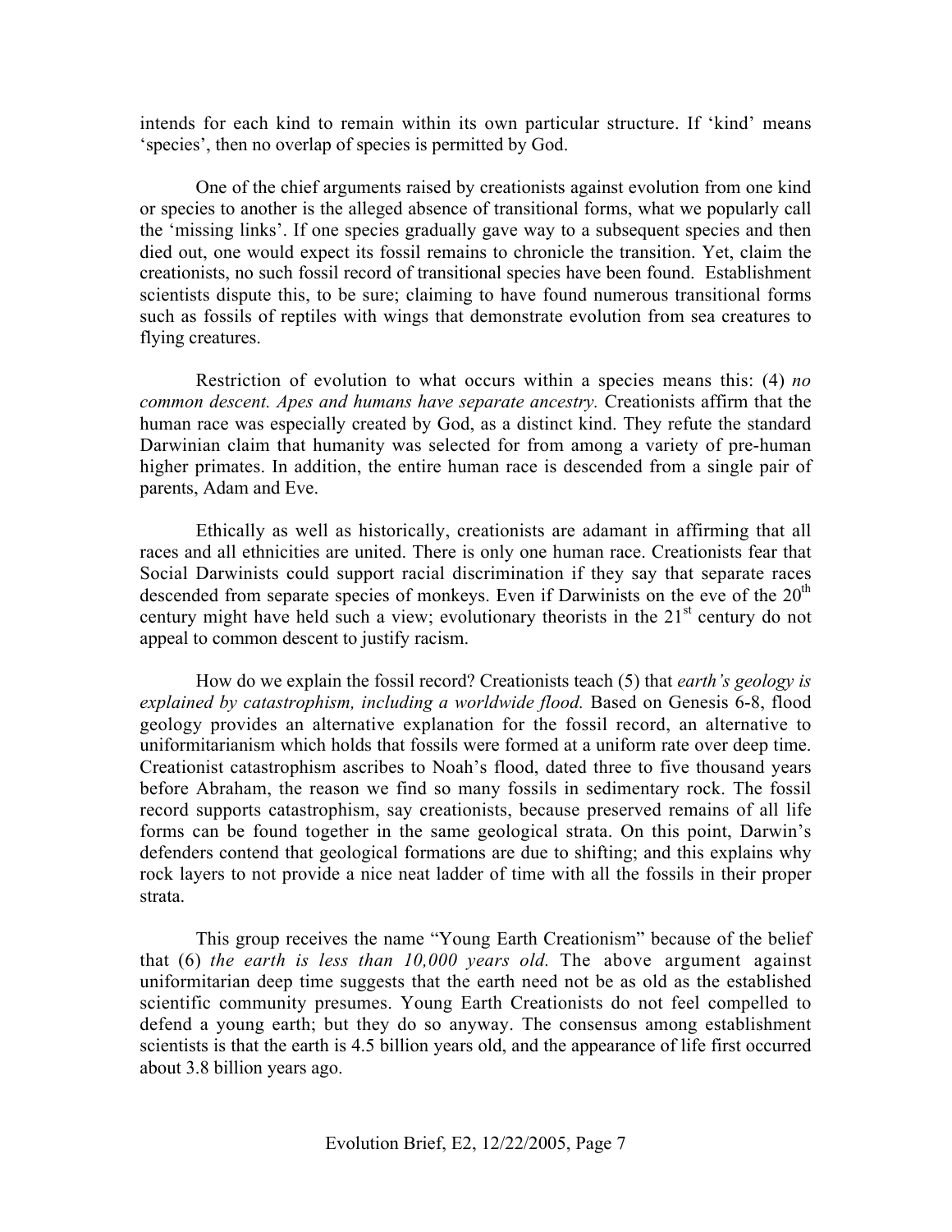intends for each kind to remain within its own particular structure. If 'kind' means 'species', then no overlap of species is permitted by God.

One of the chief arguments raised by creationists against evolution from one kind or species to another is the alleged absence of transitional forms, what we popularly call the 'missing links'. If one species gradually gave way to a subsequent species and then died out, one would expect its fossil remains to chronicle the transition. Yet, claim the creationists, no such fossil record of transitional species have been found. Establishment scientists dispute this, to be sure; claiming to have found numerous transitional forms such as fossils of reptiles with wings that demonstrate evolution from sea creatures to flying creatures.

Restriction of evolution to what occurs within a species means this: (4) *no common descent. Apes and humans have separate ancestry.* Creationists affirm that the human race was especially created by God, as a distinct kind. They refute the standard Darwinian claim that humanity was selected for from among a variety of pre-human higher primates. In addition, the entire human race is descended from a single pair of parents, Adam and Eve.

Ethically as well as historically, creationists are adamant in affirming that all races and all ethnicities are united. There is only one human race. Creationists fear that Social Darwinists could support racial discrimination if they say that separate races descended from separate species of monkeys. Even if Darwinists on the eve of the 20th century might have held such a view; evolutionary theorists in the 21st century do not appeal to common descent to justify racism.

How do we explain the fossil record? Creationists teach (5) that *earth's geology is explained by catastrophism, including a worldwide flood.* Based on Genesis 6-8, flood geology provides an alternative explanation for the fossil record, an alternative to uniformitarianism which holds that fossils were formed at a uniform rate over deep time. Creationist catastrophism ascribes to Noah's flood, dated three to five thousand years before Abraham, the reason we find so many fossils in sedimentary rock. The fossil record supports catastrophism, say creationists, because preserved remains of all life forms can be found together in the same geological strata. On this point, Darwin's defenders contend that geological formations are due to shifting; and this explains why rock layers to not provide a nice neat ladder of time with all the fossils in their proper strata.

This group receives the name "Young Earth Creationism" because of the belief that (6) *the earth is less than 10,000 years old.* The above argument against uniformitarian deep time suggests that the earth need not be as old as the established scientific community presumes. Young Earth Creationists do not feel compelled to defend a young earth; but they do so anyway. The consensus among establishment scientists is that the earth is 4.5 billion years old, and the appearance of life first occurred about 3.8 billion years ago.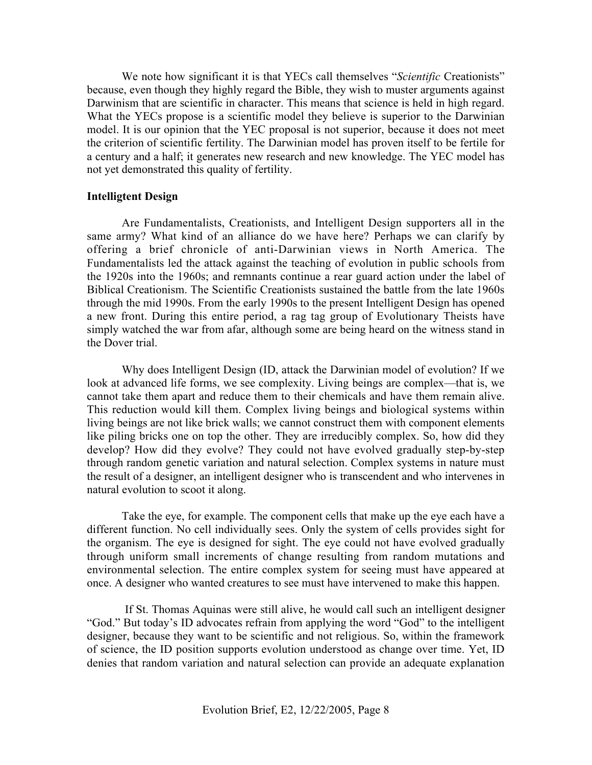We note how significant it is that YECs call themselves "*Scientific* Creationists" because, even though they highly regard the Bible, they wish to muster arguments against Darwinism that are scientific in character. This means that science is held in high regard. What the YECs propose is a scientific model they believe is superior to the Darwinian model. It is our opinion that the YEC proposal is not superior, because it does not meet the criterion of scientific fertility. The Darwinian model has proven itself to be fertile for a century and a half; it generates new research and new knowledge. The YEC model has not yet demonstrated this quality of fertility.

**Intelligtent Design**

Are Fundamentalists, Creationists, and Intelligent Design supporters all in the same army? What kind of an alliance do we have here? Perhaps we can clarify by offering a brief chronicle of anti-Darwinian views in North America. The Fundamentalists led the attack against the teaching of evolution in public schools from the 1920s into the 1960s; and remnants continue a rear guard action under the label of Biblical Creationism. The Scientific Creationists sustained the battle from the late 1960s through the mid 1990s. From the early 1990s to the present Intelligent Design has opened a new front. During this entire period, a rag tag group of Evolutionary Theists have simply watched the war from afar, although some are being heard on the witness stand in the Dover trial.

Why does Intelligent Design (ID, attack the Darwinian model of evolution? If we look at advanced life forms, we see complexity. Living beings are complex—that is, we cannot take them apart and reduce them to their chemicals and have them remain alive. This reduction would kill them. Complex living beings and biological systems within living beings are not like brick walls; we cannot construct them with component elements like piling bricks one on top the other. They are irreducibly complex. So, how did they develop? How did they evolve? They could not have evolved gradually step-by-step through random genetic variation and natural selection. Complex systems in nature must the result of a designer, an intelligent designer who is transcendent and who intervenes in natural evolution to scoot it along.

Take the eye, for example. The component cells that make up the eye each have a different function. No cell individually sees. Only the system of cells provides sight for the organism. The eye is designed for sight. The eye could not have evolved gradually through uniform small increments of change resulting from random mutations and environmental selection. The entire complex system for seeing must have appeared at once. A designer who wanted creatures to see must have intervened to make this happen.

If St. Thomas Aquinas were still alive, he would call such an intelligent designer "God." But today's ID advocates refrain from applying the word "God" to the intelligent designer, because they want to be scientific and not religious. So, within the framework of science, the ID position supports evolution understood as change over time. Yet, ID denies that random variation and natural selection can provide an adequate explanation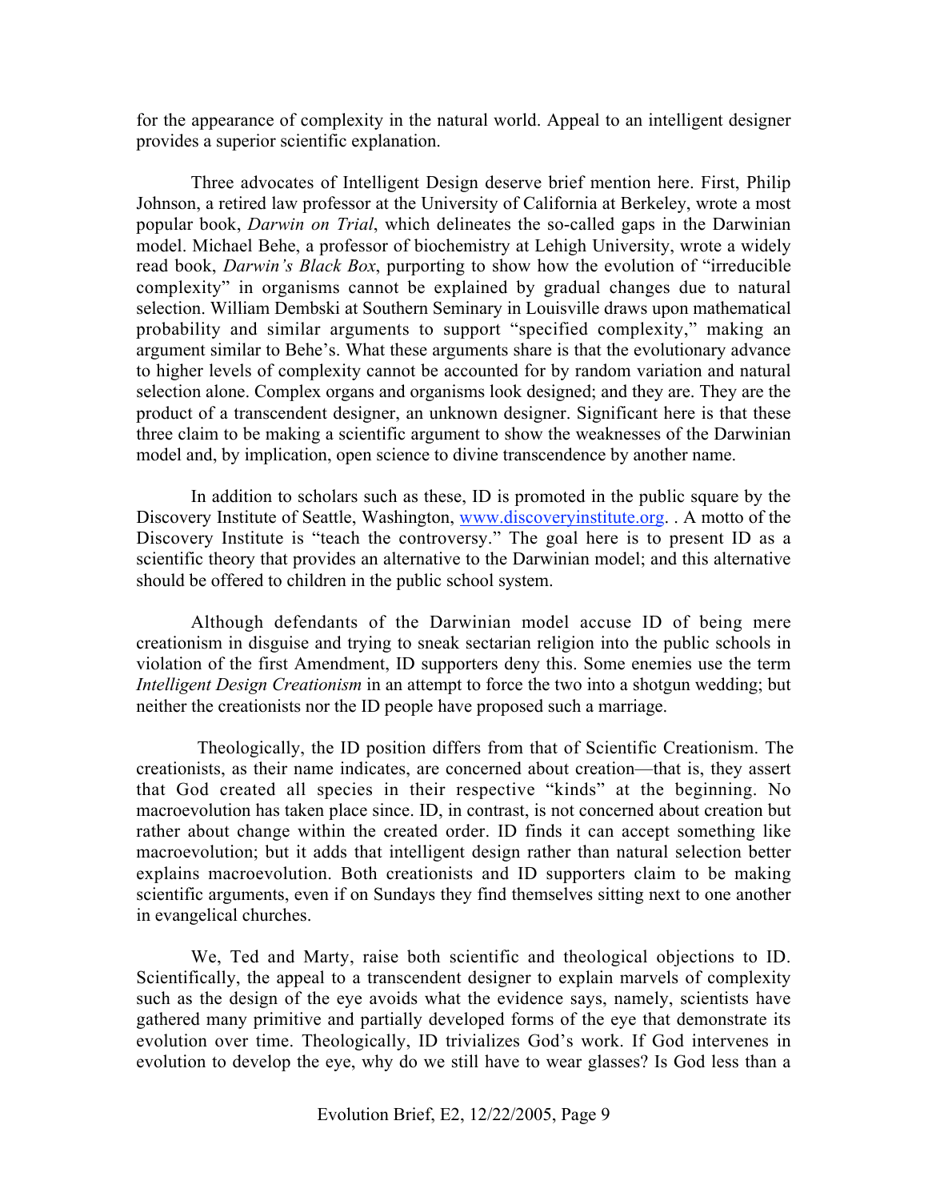for the appearance of complexity in the natural world. Appeal to an intelligent designer provides a superior scientific explanation.

Three advocates of Intelligent Design deserve brief mention here. First, Philip Johnson, a retired law professor at the University of California at Berkeley, wrote a most popular book, *Darwin on Trial*, which delineates the so-called gaps in the Darwinian model. Michael Behe, a professor of biochemistry at Lehigh University, wrote a widely read book, *Darwin's Black Box*, purporting to show how the evolution of "irreducible complexity" in organisms cannot be explained by gradual changes due to natural selection. William Dembski at Southern Seminary in Louisville draws upon mathematical probability and similar arguments to support "specified complexity," making an argument similar to Behe's. What these arguments share is that the evolutionary advance to higher levels of complexity cannot be accounted for by random variation and natural selection alone. Complex organs and organisms look designed; and they are. They are the product of a transcendent designer, an unknown designer. Significant here is that these three claim to be making a scientific argument to show the weaknesses of the Darwinian model and, by implication, open science to divine transcendence by another name.

In addition to scholars such as these, ID is promoted in the public square by the Discovery Institute of Seattle, Washington, [www.discoveryinstitute.org](http://www.discoveryinstitute.org). . A motto of the Discovery Institute is "teach the controversy." The goal here is to present ID as a scientific theory that provides an alternative to the Darwinian model; and this alternative should be offered to children in the public school system.

Although defendants of the Darwinian model accuse ID of being mere creationism in disguise and trying to sneak sectarian religion into the public schools in violation of the first Amendment, ID supporters deny this. Some enemies use the term *Intelligent Design Creationism* in an attempt to force the two into a shotgun wedding; but neither the creationists nor the ID people have proposed such a marriage.

Theologically, the ID position differs from that of Scientific Creationism. The creationists, as their name indicates, are concerned about creation—that is, they assert that God created all species in their respective "kinds" at the beginning. No macroevolution has taken place since. ID, in contrast, is not concerned about creation but rather about change within the created order. ID finds it can accept something like macroevolution; but it adds that intelligent design rather than natural selection better explains macroevolution. Both creationists and ID supporters claim to be making scientific arguments, even if on Sundays they find themselves sitting next to one another in evangelical churches.

We, Ted and Marty, raise both scientific and theological objections to ID. Scientifically, the appeal to a transcendent designer to explain marvels of complexity such as the design of the eye avoids what the evidence says, namely, scientists have gathered many primitive and partially developed forms of the eye that demonstrate its evolution over time. Theologically, ID trivializes God's work. If God intervenes in evolution to develop the eye, why do we still have to wear glasses? Is God less than a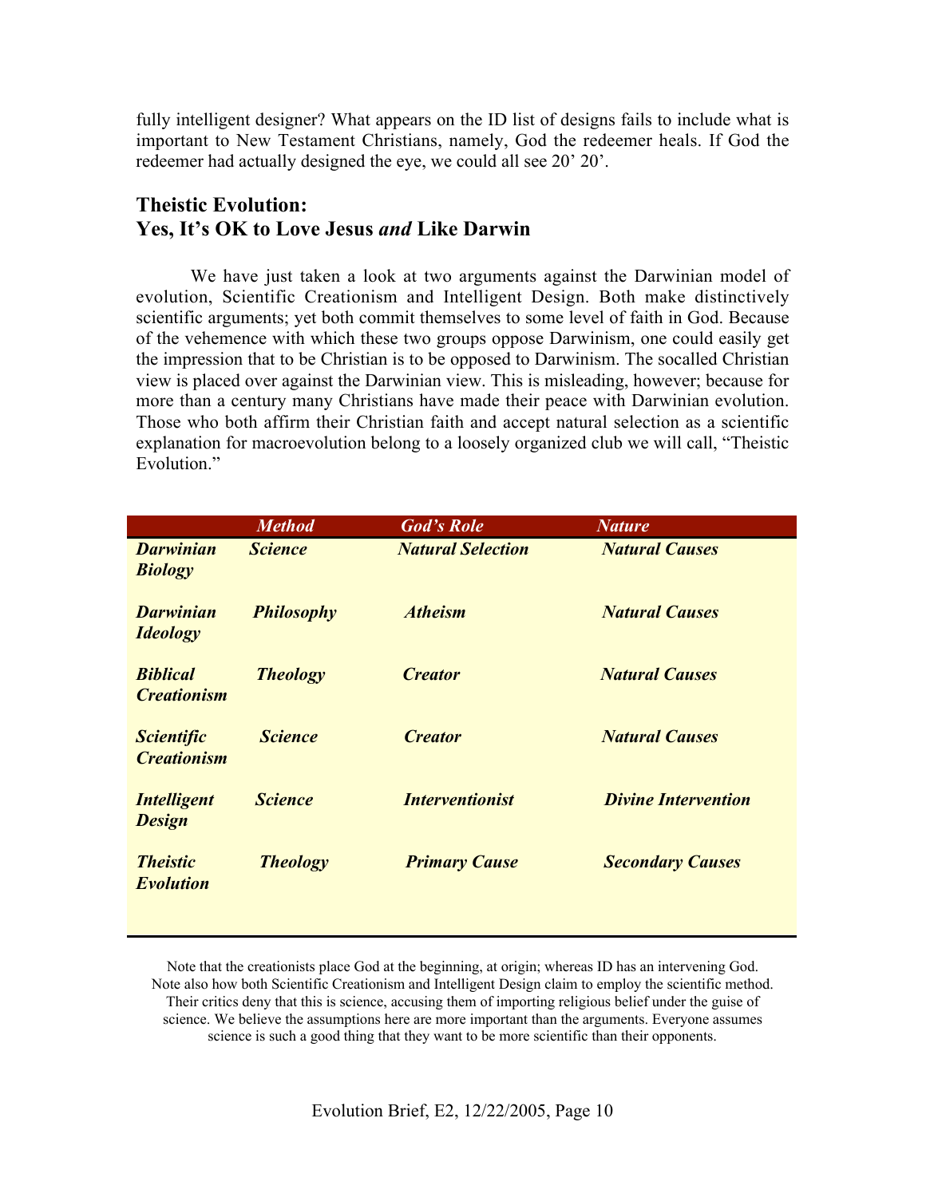fully intelligent designer? What appears on the ID list of designs fails to include what is important to New Testament Christians, namely, God the redeemer heals. If God the redeemer had actually designed the eye, we could all see 20' 20'.

## Theistic Evolution: Yes, It's OK to Love Jesus *and* Like Darwin

We have just taken a look at two arguments against the Darwinian model of evolution, Scientific Creationism and Intelligent Design. Both make distinctively scientific arguments; yet both commit themselves to some level of faith in God. Because of the vehemence with which these two groups oppose Darwinism, one could easily get the impression that to be Christian is to be opposed to Darwinism. The socalled Christian view is placed over against the Darwinian view. This is misleading, however; because for more than a century many Christians have made their peace with Darwinian evolution. Those who both affirm their Christian faith and accept natural selection as a scientific explanation for macroevolution belong to a loosely organized club we will call, "Theistic Evolution."

| | ***Method*** | ***God's Role*** | ***Nature*** |
|---|---|---|---|
| ***Darwinian Biology*** | ***Science*** | ***Natural Selection*** | ***Natural Causes*** |
| ***Darwinian Ideology*** | ***Philosophy*** | ***Atheism*** | ***Natural Causes*** |
| ***Biblical Creationism*** | ***Theology*** | ***Creator*** | ***Natural Causes*** |
| ***Scientific Creationism*** | ***Science*** | ***Creator*** | ***Natural Causes*** |
| ***Intelligent Design*** | ***Science*** | ***Interventionist*** | ***Divine Intervention*** |
| ***Theistic Evolution*** | ***Theology*** | ***Primary Cause*** | ***Secondary Causes*** |

Note that the creationists place God at the beginning, at origin; whereas ID has an intervening God. Note also how both Scientific Creationism and Intelligent Design claim to employ the scientific method. Their critics deny that this is science, accusing them of importing religious belief under the guise of science. We believe the assumptions here are more important than the arguments. Everyone assumes science is such a good thing that they want to be more scientific than their opponents.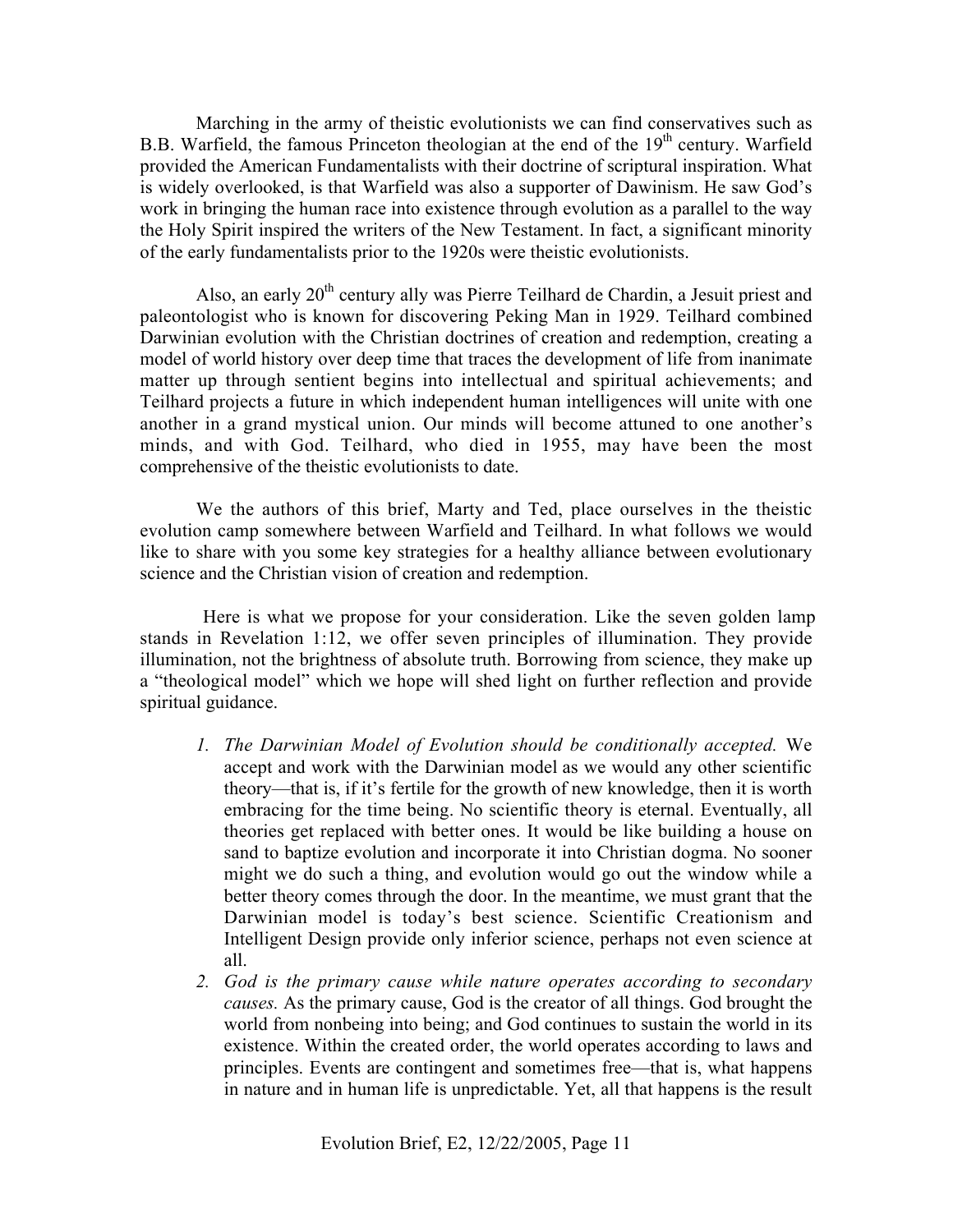Marching in the army of theistic evolutionists we can find conservatives such as B.B. Warfield, the famous Princeton theologian at the end of the 19th century. Warfield provided the American Fundamentalists with their doctrine of scriptural inspiration. What is widely overlooked, is that Warfield was also a supporter of Dawinism. He saw God's work in bringing the human race into existence through evolution as a parallel to the way the Holy Spirit inspired the writers of the New Testament. In fact, a significant minority of the early fundamentalists prior to the 1920s were theistic evolutionists.

Also, an early 20th century ally was Pierre Teilhard de Chardin, a Jesuit priest and paleontologist who is known for discovering Peking Man in 1929. Teilhard combined Darwinian evolution with the Christian doctrines of creation and redemption, creating a model of world history over deep time that traces the development of life from inanimate matter up through sentient begins into intellectual and spiritual achievements; and Teilhard projects a future in which independent human intelligences will unite with one another in a grand mystical union. Our minds will become attuned to one another's minds, and with God. Teilhard, who died in 1955, may have been the most comprehensive of the theistic evolutionists to date.

We the authors of this brief, Marty and Ted, place ourselves in the theistic evolution camp somewhere between Warfield and Teilhard. In what follows we would like to share with you some key strategies for a healthy alliance between evolutionary science and the Christian vision of creation and redemption.

Here is what we propose for your consideration. Like the seven golden lamp stands in Revelation 1:12, we offer seven principles of illumination. They provide illumination, not the brightness of absolute truth. Borrowing from science, they make up a "theological model" which we hope will shed light on further reflection and provide spiritual guidance.

1. *The Darwinian Model of Evolution should be conditionally accepted.* We accept and work with the Darwinian model as we would any other scientific theory—that is, if it's fertile for the growth of new knowledge, then it is worth embracing for the time being. No scientific theory is eternal. Eventually, all theories get replaced with better ones. It would be like building a house on sand to baptize evolution and incorporate it into Christian dogma. No sooner might we do such a thing, and evolution would go out the window while a better theory comes through the door. In the meantime, we must grant that the Darwinian model is today's best science. Scientific Creationism and Intelligent Design provide only inferior science, perhaps not even science at all.
2. *God is the primary cause while nature operates according to secondary causes.* As the primary cause, God is the creator of all things. God brought the world from nonbeing into being; and God continues to sustain the world in its existence. Within the created order, the world operates according to laws and principles. Events are contingent and sometimes free—that is, what happens in nature and in human life is unpredictable. Yet, all that happens is the result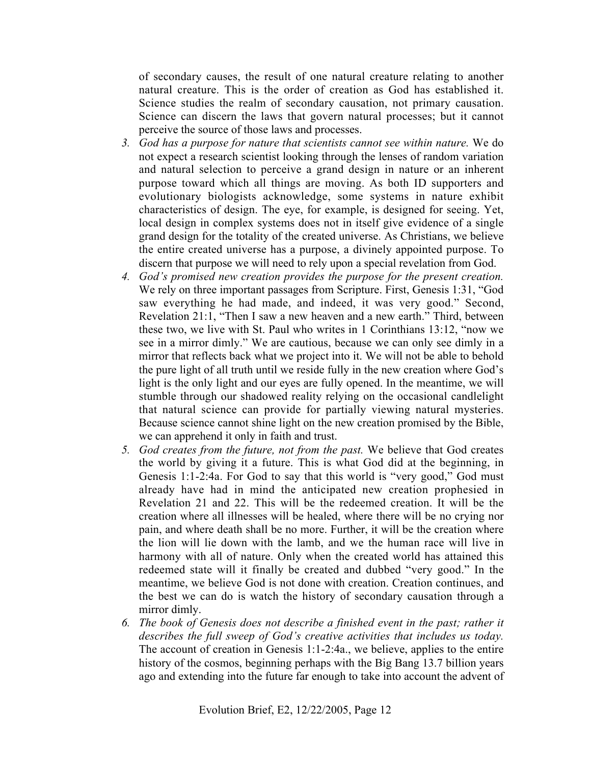of secondary causes, the result of one natural creature relating to another natural creature. This is the order of creation as God has established it. Science studies the realm of secondary causation, not primary causation. Science can discern the laws that govern natural processes; but it cannot perceive the source of those laws and processes.

3. *God has a purpose for nature that scientists cannot see within nature.* We do not expect a research scientist looking through the lenses of random variation and natural selection to perceive a grand design in nature or an inherent purpose toward which all things are moving. As both ID supporters and evolutionary biologists acknowledge, some systems in nature exhibit characteristics of design. The eye, for example, is designed for seeing. Yet, local design in complex systems does not in itself give evidence of a single grand design for the totality of the created universe. As Christians, we believe the entire created universe has a purpose, a divinely appointed purpose. To discern that purpose we will need to rely upon a special revelation from God.
4. *God's promised new creation provides the purpose for the present creation.* We rely on three important passages from Scripture. First, Genesis 1:31, "God saw everything he had made, and indeed, it was very good." Second, Revelation 21:1, "Then I saw a new heaven and a new earth." Third, between these two, we live with St. Paul who writes in 1 Corinthians 13:12, "now we see in a mirror dimly." We are cautious, because we can only see dimly in a mirror that reflects back what we project into it. We will not be able to behold the pure light of all truth until we reside fully in the new creation where God's light is the only light and our eyes are fully opened. In the meantime, we will stumble through our shadowed reality relying on the occasional candlelight that natural science can provide for partially viewing natural mysteries. Because science cannot shine light on the new creation promised by the Bible, we can apprehend it only in faith and trust.
5. *God creates from the future, not from the past.* We believe that God creates the world by giving it a future. This is what God did at the beginning, in Genesis 1:1-2:4a. For God to say that this world is "very good," God must already have had in mind the anticipated new creation prophesied in Revelation 21 and 22. This will be the redeemed creation. It will be the creation where all illnesses will be healed, where there will be no crying nor pain, and where death shall be no more. Further, it will be the creation where the lion will lie down with the lamb, and we the human race will live in harmony with all of nature. Only when the created world has attained this redeemed state will it finally be created and dubbed "very good." In the meantime, we believe God is not done with creation. Creation continues, and the best we can do is watch the history of secondary causation through a mirror dimly.
6. *The book of Genesis does not describe a finished event in the past; rather it describes the full sweep of God's creative activities that includes us today.* The account of creation in Genesis 1:1-2:4a., we believe, applies to the entire history of the cosmos, beginning perhaps with the Big Bang 13.7 billion years ago and extending into the future far enough to take into account the advent of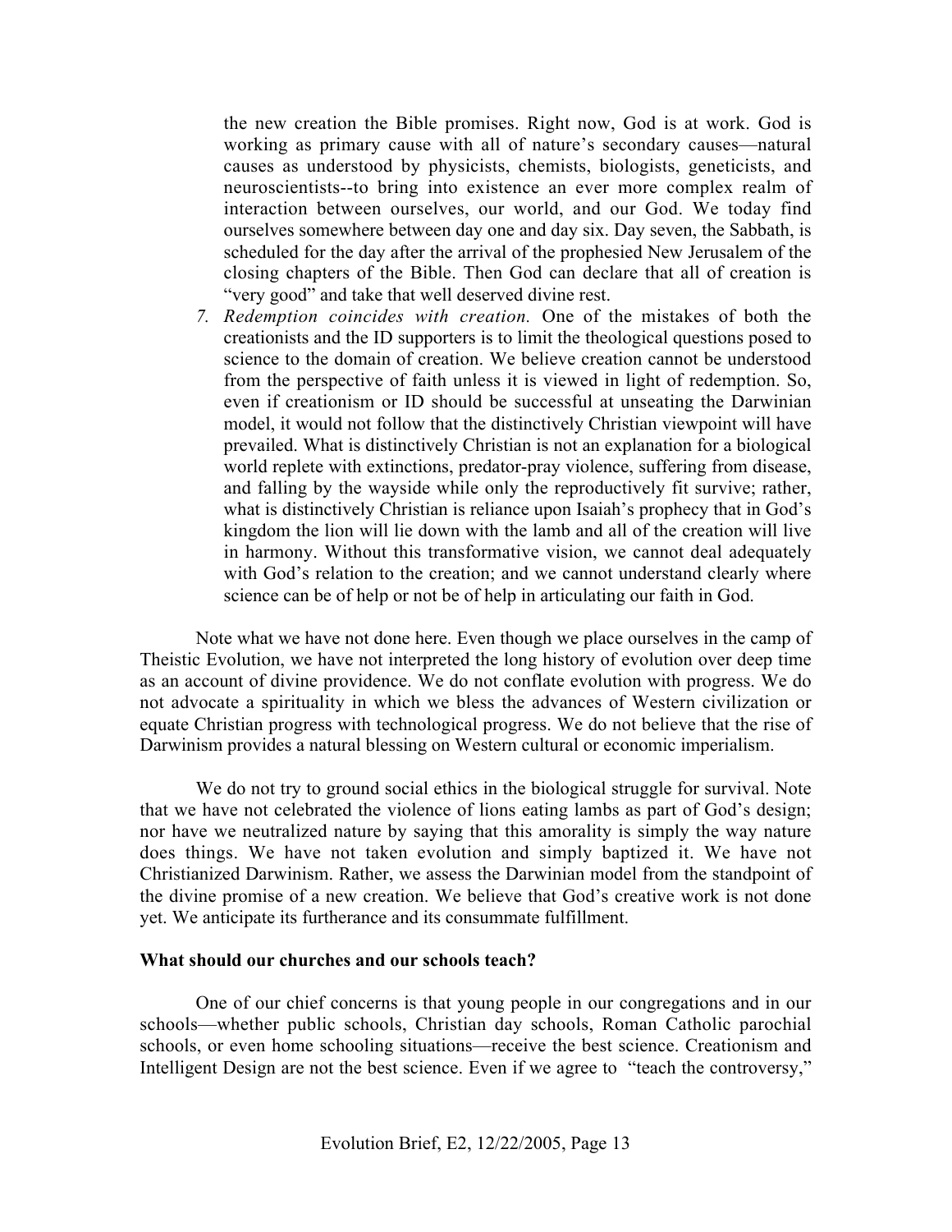the new creation the Bible promises. Right now, God is at work. God is working as primary cause with all of nature's secondary causes—natural causes as understood by physicists, chemists, biologists, geneticists, and neuroscientists--to bring into existence an ever more complex realm of interaction between ourselves, our world, and our God. We today find ourselves somewhere between day one and day six. Day seven, the Sabbath, is scheduled for the day after the arrival of the prophesied New Jerusalem of the closing chapters of the Bible. Then God can declare that all of creation is "very good" and take that well deserved divine rest.

7. *Redemption coincides with creation.* One of the mistakes of both the creationists and the ID supporters is to limit the theological questions posed to science to the domain of creation. We believe creation cannot be understood from the perspective of faith unless it is viewed in light of redemption. So, even if creationism or ID should be successful at unseating the Darwinian model, it would not follow that the distinctively Christian viewpoint will have prevailed. What is distinctively Christian is not an explanation for a biological world replete with extinctions, predator-pray violence, suffering from disease, and falling by the wayside while only the reproductively fit survive; rather, what is distinctively Christian is reliance upon Isaiah's prophecy that in God's kingdom the lion will lie down with the lamb and all of the creation will live in harmony. Without this transformative vision, we cannot deal adequately with God's relation to the creation; and we cannot understand clearly where science can be of help or not be of help in articulating our faith in God.

Note what we have not done here. Even though we place ourselves in the camp of Theistic Evolution, we have not interpreted the long history of evolution over deep time as an account of divine providence. We do not conflate evolution with progress. We do not advocate a spirituality in which we bless the advances of Western civilization or equate Christian progress with technological progress. We do not believe that the rise of Darwinism provides a natural blessing on Western cultural or economic imperialism.

We do not try to ground social ethics in the biological struggle for survival. Note that we have not celebrated the violence of lions eating lambs as part of God's design; nor have we neutralized nature by saying that this amorality is simply the way nature does things. We have not taken evolution and simply baptized it. We have not Christianized Darwinism. Rather, we assess the Darwinian model from the standpoint of the divine promise of a new creation. We believe that God's creative work is not done yet. We anticipate its furtherance and its consummate fulfillment.

**What should our churches and our schools teach?**

One of our chief concerns is that young people in our congregations and in our schools—whether public schools, Christian day schools, Roman Catholic parochial schools, or even home schooling situations—receive the best science. Creationism and Intelligent Design are not the best science. Even if we agree to "teach the controversy,"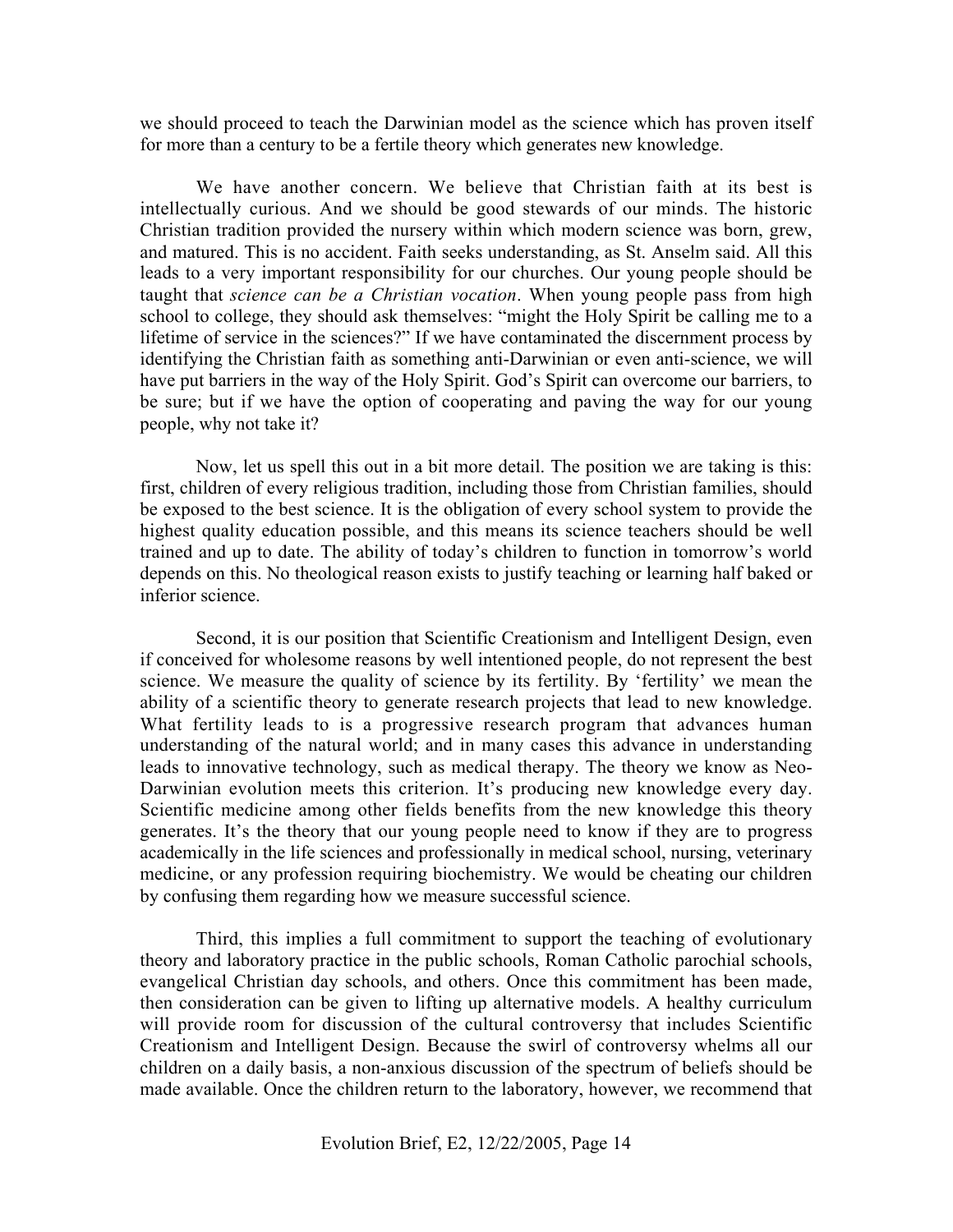we should proceed to teach the Darwinian model as the science which has proven itself for more than a century to be a fertile theory which generates new knowledge.

We have another concern. We believe that Christian faith at its best is intellectually curious. And we should be good stewards of our minds. The historic Christian tradition provided the nursery within which modern science was born, grew, and matured. This is no accident. Faith seeks understanding, as St. Anselm said. All this leads to a very important responsibility for our churches. Our young people should be taught that *science can be a Christian vocation*. When young people pass from high school to college, they should ask themselves: "might the Holy Spirit be calling me to a lifetime of service in the sciences?" If we have contaminated the discernment process by identifying the Christian faith as something anti-Darwinian or even anti-science, we will have put barriers in the way of the Holy Spirit. God's Spirit can overcome our barriers, to be sure; but if we have the option of cooperating and paving the way for our young people, why not take it?

Now, let us spell this out in a bit more detail. The position we are taking is this: first, children of every religious tradition, including those from Christian families, should be exposed to the best science. It is the obligation of every school system to provide the highest quality education possible, and this means its science teachers should be well trained and up to date. The ability of today's children to function in tomorrow's world depends on this. No theological reason exists to justify teaching or learning half baked or inferior science.

Second, it is our position that Scientific Creationism and Intelligent Design, even if conceived for wholesome reasons by well intentioned people, do not represent the best science. We measure the quality of science by its fertility. By 'fertility' we mean the ability of a scientific theory to generate research projects that lead to new knowledge. What fertility leads to is a progressive research program that advances human understanding of the natural world; and in many cases this advance in understanding leads to innovative technology, such as medical therapy. The theory we know as Neo-Darwinian evolution meets this criterion. It's producing new knowledge every day. Scientific medicine among other fields benefits from the new knowledge this theory generates. It's the theory that our young people need to know if they are to progress academically in the life sciences and professionally in medical school, nursing, veterinary medicine, or any profession requiring biochemistry. We would be cheating our children by confusing them regarding how we measure successful science.

Third, this implies a full commitment to support the teaching of evolutionary theory and laboratory practice in the public schools, Roman Catholic parochial schools, evangelical Christian day schools, and others. Once this commitment has been made, then consideration can be given to lifting up alternative models. A healthy curriculum will provide room for discussion of the cultural controversy that includes Scientific Creationism and Intelligent Design. Because the swirl of controversy whelms all our children on a daily basis, a non-anxious discussion of the spectrum of beliefs should be made available. Once the children return to the laboratory, however, we recommend that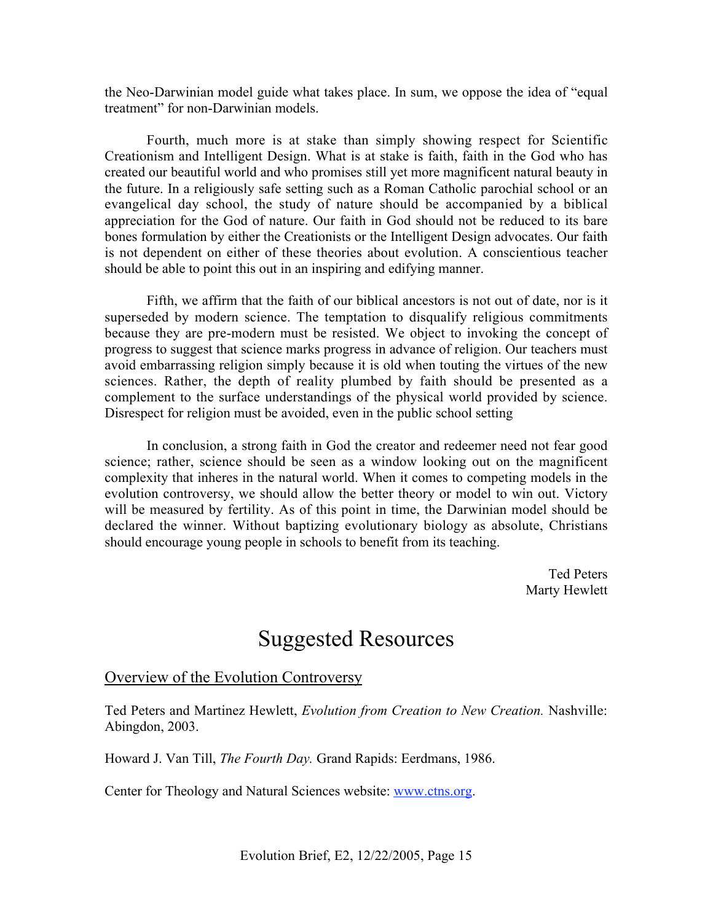the Neo-Darwinian model guide what takes place. In sum, we oppose the idea of "equal treatment" for non-Darwinian models.

Fourth, much more is at stake than simply showing respect for Scientific Creationism and Intelligent Design. What is at stake is faith, faith in the God who has created our beautiful world and who promises still yet more magnificent natural beauty in the future. In a religiously safe setting such as a Roman Catholic parochial school or an evangelical day school, the study of nature should be accompanied by a biblical appreciation for the God of nature. Our faith in God should not be reduced to its bare bones formulation by either the Creationists or the Intelligent Design advocates. Our faith is not dependent on either of these theories about evolution. A conscientious teacher should be able to point this out in an inspiring and edifying manner.

Fifth, we affirm that the faith of our biblical ancestors is not out of date, nor is it superseded by modern science. The temptation to disqualify religious commitments because they are pre-modern must be resisted. We object to invoking the concept of progress to suggest that science marks progress in advance of religion. Our teachers must avoid embarrassing religion simply because it is old when touting the virtues of the new sciences. Rather, the depth of reality plumbed by faith should be presented as a complement to the surface understandings of the physical world provided by science. Disrespect for religion must be avoided, even in the public school setting

In conclusion, a strong faith in God the creator and redeemer need not fear good science; rather, science should be seen as a window looking out on the magnificent complexity that inheres in the natural world. When it comes to competing models in the evolution controversy, we should allow the better theory or model to win out. Victory will be measured by fertility. As of this point in time, the Darwinian model should be declared the winner. Without baptizing evolutionary biology as absolute, Christians should encourage young people in schools to benefit from its teaching.

Ted Peters
Marty Hewlett

# Suggested Resources

## Overview of the Evolution Controversy

Ted Peters and Martinez Hewlett, *Evolution from Creation to New Creation.* Nashville: Abingdon, 2003.

Howard J. Van Till, *The Fourth Day.* Grand Rapids: Eerdmans, 1986.

Center for Theology and Natural Sciences website: [www.ctns.org](http://www.ctns.org).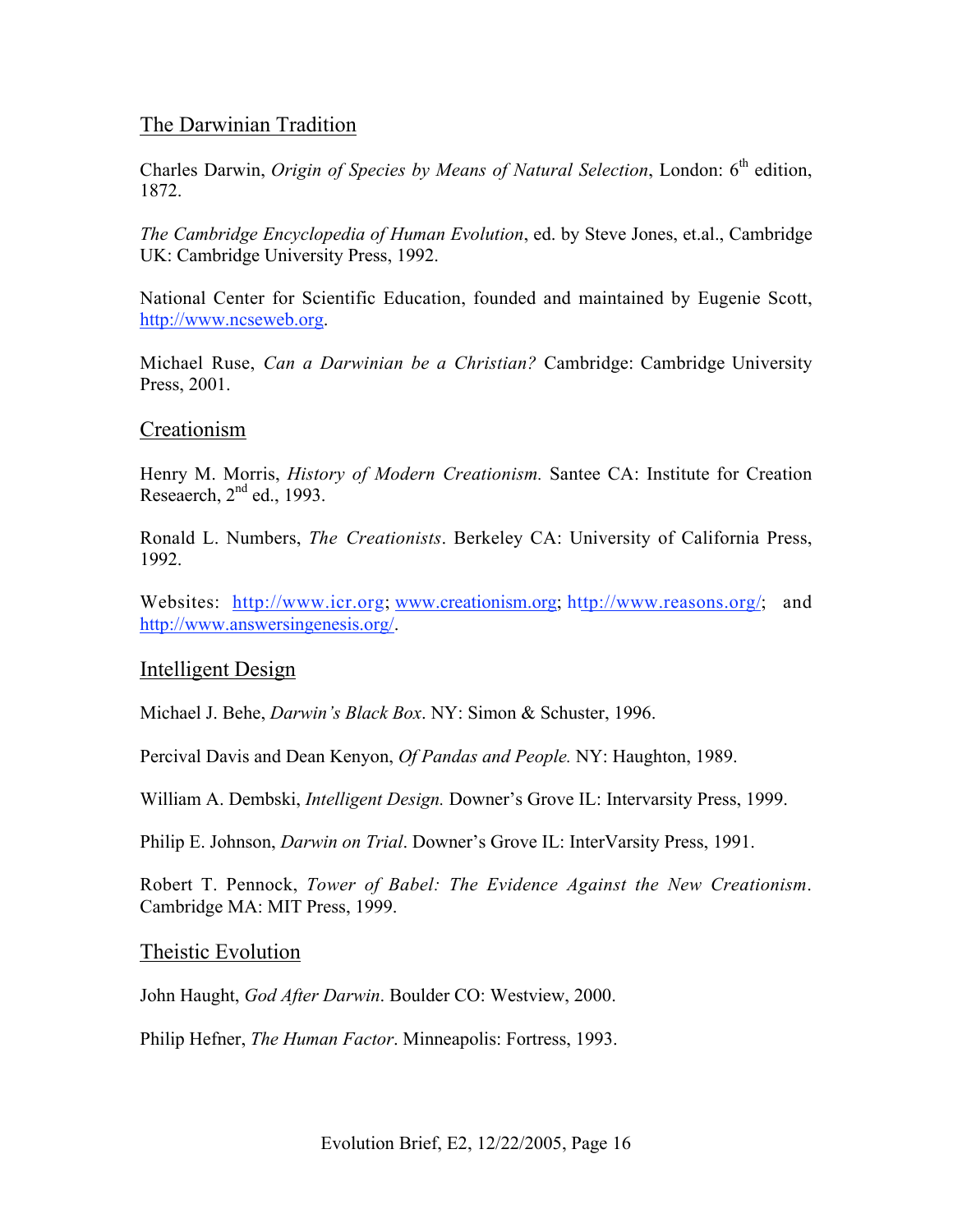## The Darwinian Tradition

Charles Darwin, *Origin of Species by Means of Natural Selection*, London: 6th edition, 1872.

*The Cambridge Encyclopedia of Human Evolution*, ed. by Steve Jones, et.al., Cambridge UK: Cambridge University Press, 1992.

National Center for Scientific Education, founded and maintained by Eugenie Scott, http://www.ncseweb.org.

Michael Ruse, *Can a Darwinian be a Christian?* Cambridge: Cambridge University Press, 2001.

## Creationism

Henry M. Morris, *History of Modern Creationism.* Santee CA: Institute for Creation Reseaerch, 2nd ed., 1993.

Ronald L. Numbers, *The Creationists*. Berkeley CA: University of California Press, 1992.

Websites: http://www.icr.org; www.creationism.org; http://www.reasons.org/; and http://www.answersingenesis.org/.

## Intelligent Design

Michael J. Behe, *Darwin's Black Box*. NY: Simon & Schuster, 1996.

Percival Davis and Dean Kenyon, *Of Pandas and People.* NY: Haughton, 1989.

William A. Dembski, *Intelligent Design.* Downer's Grove IL: Intervarsity Press, 1999.

Philip E. Johnson, *Darwin on Trial*. Downer's Grove IL: InterVarsity Press, 1991.

Robert T. Pennock, *Tower of Babel: The Evidence Against the New Creationism*. Cambridge MA: MIT Press, 1999.

## Theistic Evolution

John Haught, *God After Darwin*. Boulder CO: Westview, 2000.

Philip Hefner, *The Human Factor*. Minneapolis: Fortress, 1993.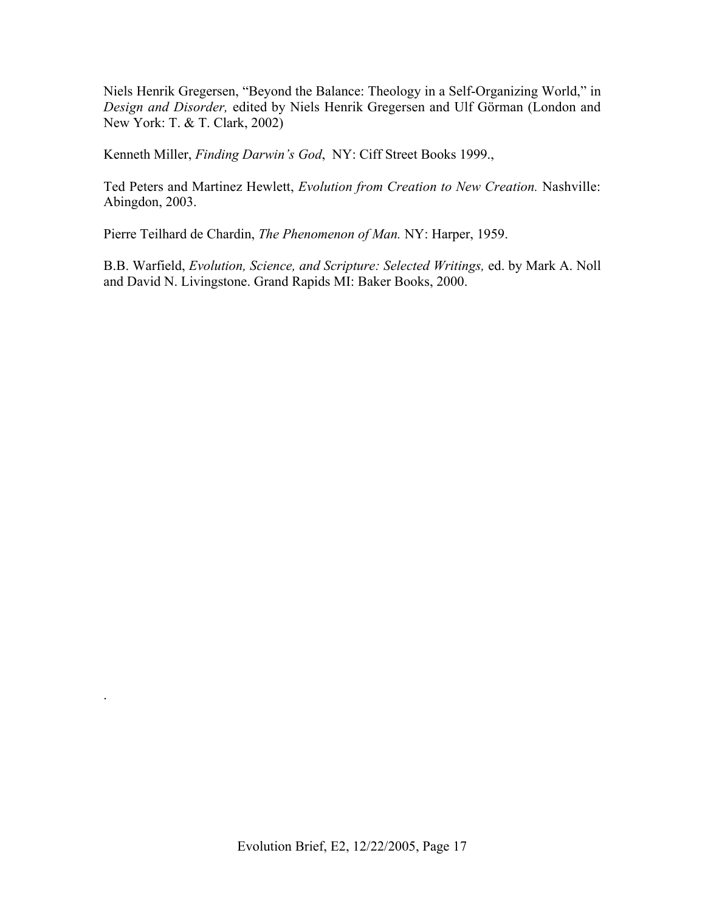Niels Henrik Gregersen, “Beyond the Balance: Theology in a Self-Organizing World,” in *Design and Disorder,* edited by Niels Henrik Gregersen and Ulf Görman (London and New York: T. & T. Clark, 2002)

Kenneth Miller, *Finding Darwin's God*, NY: Ciff Street Books 1999.,

Ted Peters and Martinez Hewlett, *Evolution from Creation to New Creation.* Nashville: Abingdon, 2003.

Pierre Teilhard de Chardin, *The Phenomenon of Man.* NY: Harper, 1959.

B.B. Warfield, *Evolution, Science, and Scripture: Selected Writings,* ed. by Mark A. Noll and David N. Livingstone. Grand Rapids MI: Baker Books, 2000.

.